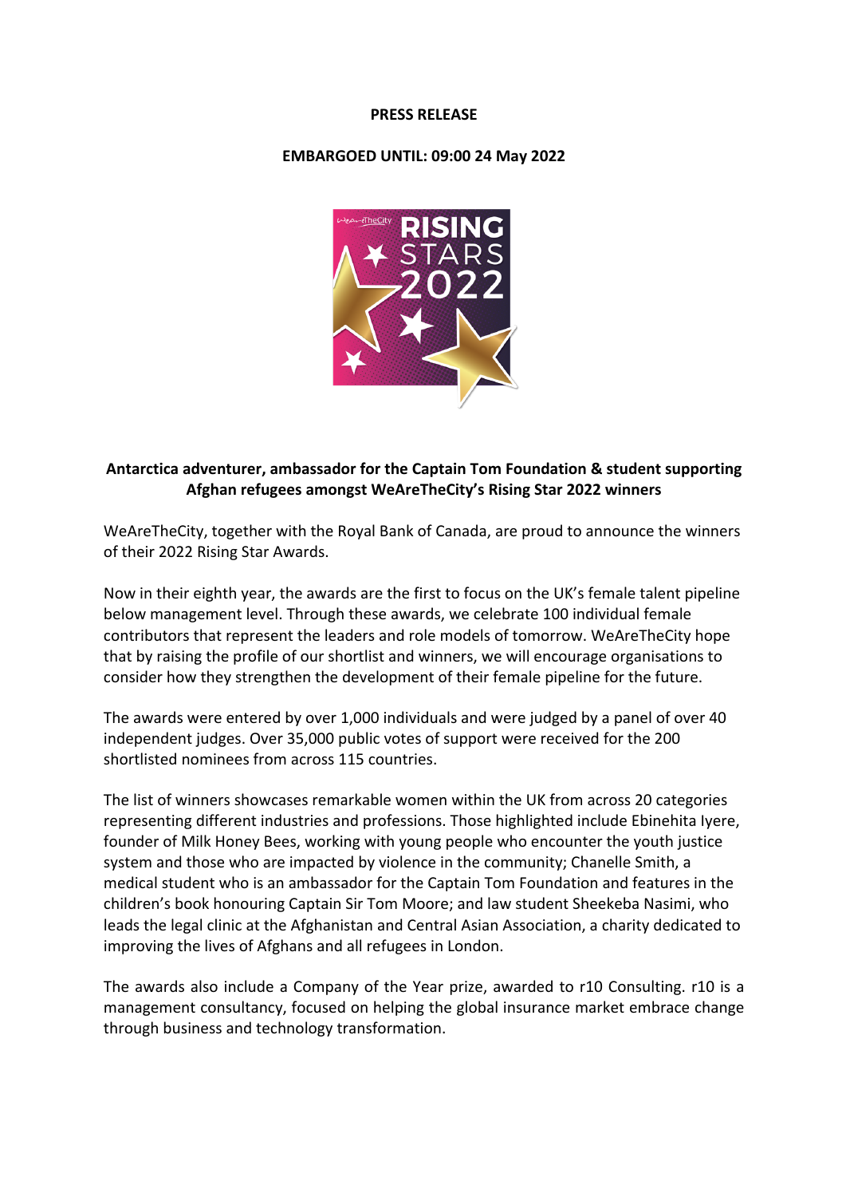**PRESS RELEASE**

**EMBARGOED UNTIL: 09:00 24 May 2022**

**Antarctica adventurer, ambassador for the Captain Tom Foundation & student supporting Afghan refugees amongst WeAreTheCity's Rising Star 2022 winners**

WeAreTheCity, together with the Royal Bank of Canada, are proud to announce the winners of their 2022 Rising Star Awards.

Now in their eighth year, the awards are the first to focus on the UK's female talent pipeline below management level. Through these awards, we celebrate 100 individual female contributors that represent the leaders and role models of tomorrow. WeAreTheCity hope that by raising the profile of our shortlist and winners, we will encourage organisations to consider how they strengthen the development of their female pipeline for the future.

The awards were entered by over 1,000 individuals and were judged by a panel of over 40 independent judges. Over 35,000 public votes of support were received for the 200 shortlisted nominees from across 115 countries.

The list of winners showcases remarkable women within the UK from across 20 categories representing different industries and professions. Those highlighted include Ebinehita Iyere, founder of Milk Honey Bees, working with young people who encounter the youth justice system and those who are impacted by violence in the community; Chanelle Smith, a medical student who is an ambassador for the Captain Tom Foundation and features in the children's book honouring Captain Sir Tom Moore; and law student Sheekeba Nasimi, who leads the legal clinic at the Afghanistan and Central Asian Association, a charity dedicated to improving the lives of Afghans and all refugees in London.

The awards also include a Company of the Year prize, awarded to r10 Consulting. r10 is a management consultancy, focused on helping the global insurance market embrace change through business and technology transformation.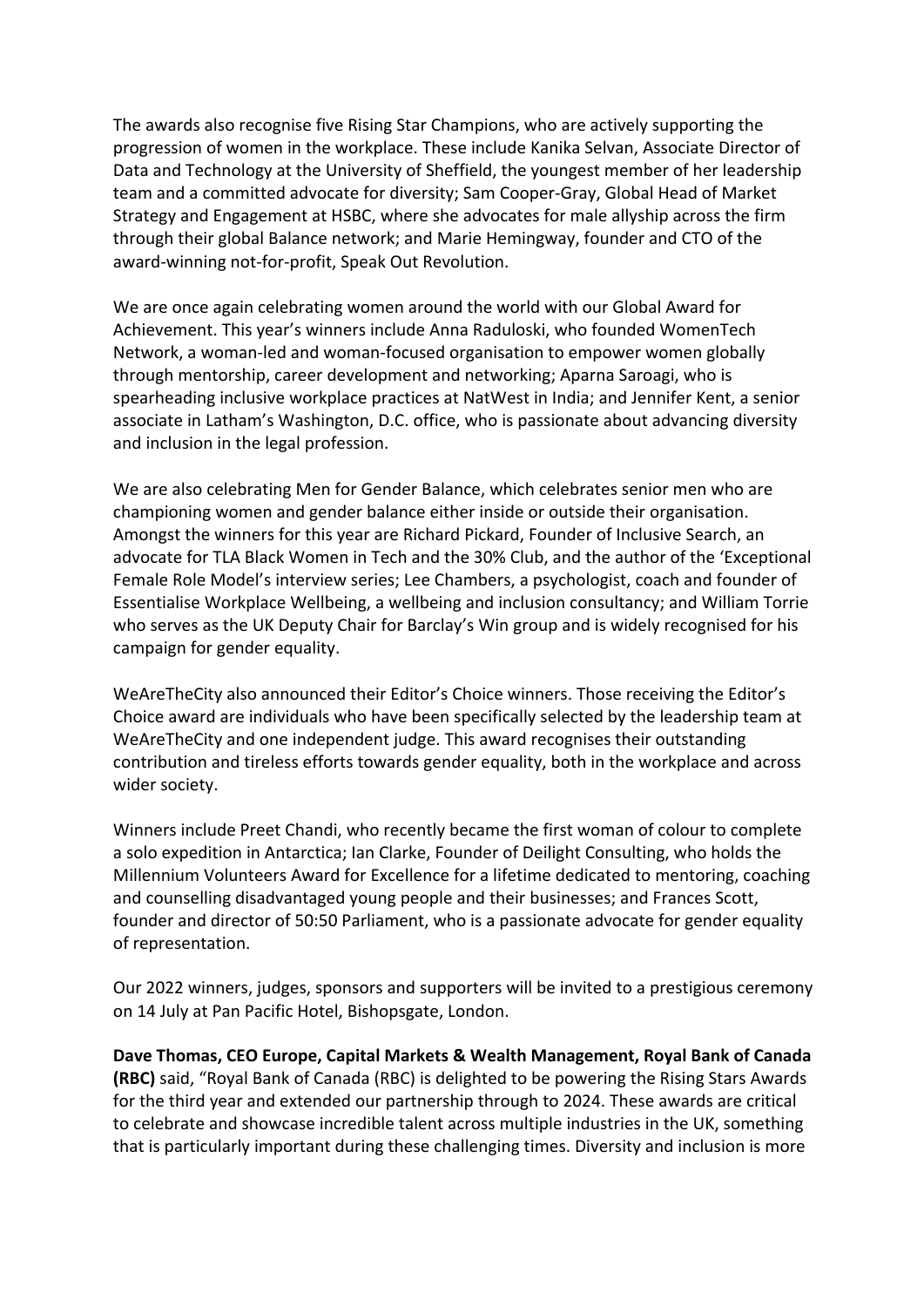The awards also recognise five Rising Star Champions, who are actively supporting the progression of women in the workplace. These include Kanika Selvan, Associate Director of Data and Technology at the University of Sheffield, the youngest member of her leadership team and a committed advocate for diversity; Sam Cooper-Gray, Global Head of Market Strategy and Engagement at HSBC, where she advocates for male allyship across the firm through their global Balance network; and Marie Hemingway, founder and CTO of the award-winning not-for-profit, Speak Out Revolution.

We are once again celebrating women around the world with our Global Award for Achievement. This year's winners include Anna Raduloski, who founded WomenTech Network, a woman-led and woman-focused organisation to empower women globally through mentorship, career development and networking; Aparna Saroagi, who is spearheading inclusive workplace practices at NatWest in India; and Jennifer Kent, a senior associate in Latham's Washington, D.C. office, who is passionate about advancing diversity and inclusion in the legal profession.

We are also celebrating Men for Gender Balance, which celebrates senior men who are championing women and gender balance either inside or outside their organisation. Amongst the winners for this year are Richard Pickard, Founder of Inclusive Search, an advocate for TLA Black Women in Tech and the 30% Club, and the author of the 'Exceptional Female Role Model's interview series; Lee Chambers, a psychologist, coach and founder of Essentialise Workplace Wellbeing, a wellbeing and inclusion consultancy; and William Torrie who serves as the UK Deputy Chair for Barclay's Win group and is widely recognised for his campaign for gender equality.

WeAreTheCity also announced their Editor's Choice winners. Those receiving the Editor's Choice award are individuals who have been specifically selected by the leadership team at WeAreTheCity and one independent judge. This award recognises their outstanding contribution and tireless efforts towards gender equality, both in the workplace and across wider society.

Winners include Preet Chandi, who recently became the first woman of colour to complete a solo expedition in Antarctica; Ian Clarke, Founder of Deilight Consulting, who holds the Millennium Volunteers Award for Excellence for a lifetime dedicated to mentoring, coaching and counselling disadvantaged young people and their businesses; and Frances Scott, founder and director of 50:50 Parliament, who is a passionate advocate for gender equality of representation.

Our 2022 winners, judges, sponsors and supporters will be invited to a prestigious ceremony on 14 July at Pan Pacific Hotel, Bishopsgate, London.

**Dave Thomas, CEO Europe, Capital Markets & Wealth Management, Royal Bank of Canada (RBC)** said, "Royal Bank of Canada (RBC) is delighted to be powering the Rising Stars Awards for the third year and extended our partnership through to 2024. These awards are critical to celebrate and showcase incredible talent across multiple industries in the UK, something that is particularly important during these challenging times. Diversity and inclusion is more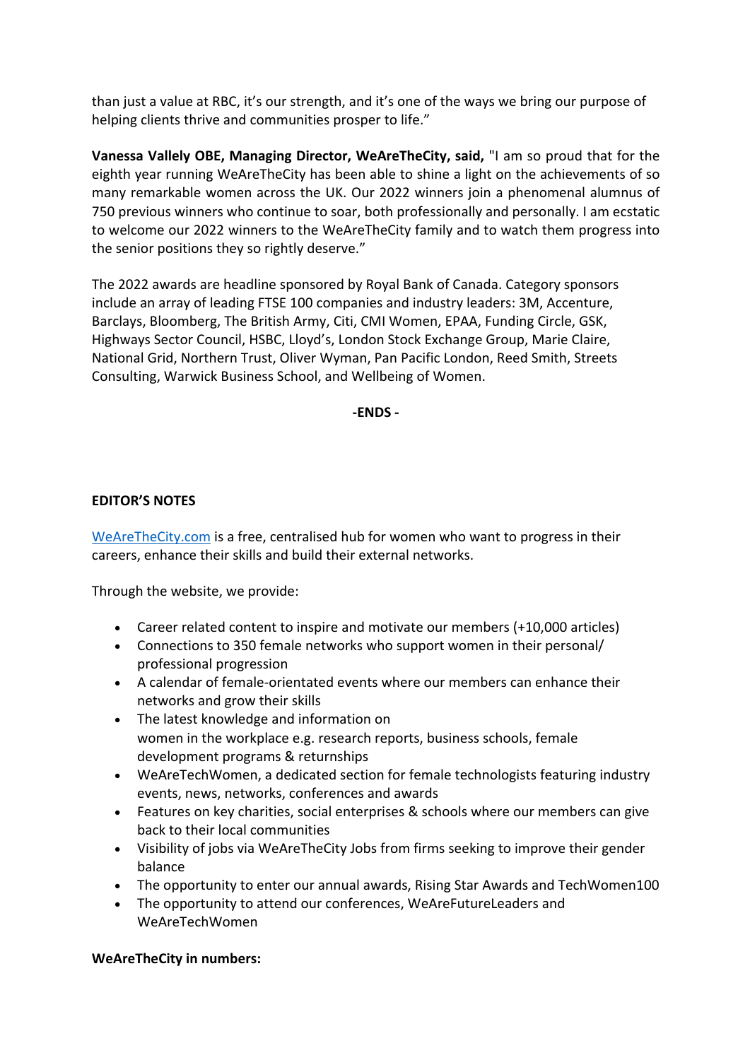than just a value at RBC, it's our strength, and it's one of the ways we bring our purpose of helping clients thrive and communities prosper to life."

**Vanessa Vallely OBE, Managing Director, WeAreTheCity, said,** "I am so proud that for the eighth year running WeAreTheCity has been able to shine a light on the achievements of so many remarkable women across the UK. Our 2022 winners join a phenomenal alumnus of 750 previous winners who continue to soar, both professionally and personally. I am ecstatic to welcome our 2022 winners to the WeAreTheCity family and to watch them progress into the senior positions they so rightly deserve."

The 2022 awards are headline sponsored by Royal Bank of Canada. Category sponsors include an array of leading FTSE 100 companies and industry leaders: 3M, Accenture, Barclays, Bloomberg, The British Army, Citi, CMI Women, EPAA, Funding Circle, GSK, Highways Sector Council, HSBC, Lloyd's, London Stock Exchange Group, Marie Claire, National Grid, Northern Trust, Oliver Wyman, Pan Pacific London, Reed Smith, Streets Consulting, Warwick Business School, and Wellbeing of Women.

**-ENDS -**

**EDITOR'S NOTES**

WeAreTheCity.com is a free, centralised hub for women who want to progress in their careers, enhance their skills and build their external networks.

Through the website, we provide:

- Career related content to inspire and motivate our members (+10,000 articles)
- Connections to 350 female networks who support women in their personal/ professional progression
- A calendar of female-orientated events where our members can enhance their networks and grow their skills
- The latest knowledge and information on women in the workplace e.g. research reports, business schools, female development programs & returnships
- WeAreTechWomen, a dedicated section for female technologists featuring industry events, news, networks, conferences and awards
- Features on key charities, social enterprises & schools where our members can give back to their local communities
- Visibility of jobs via WeAreTheCity Jobs from firms seeking to improve their gender balance
- The opportunity to enter our annual awards, Rising Star Awards and TechWomen100
- The opportunity to attend our conferences, WeAreFutureLeaders and WeAreTechWomen

**WeAreTheCity in numbers:**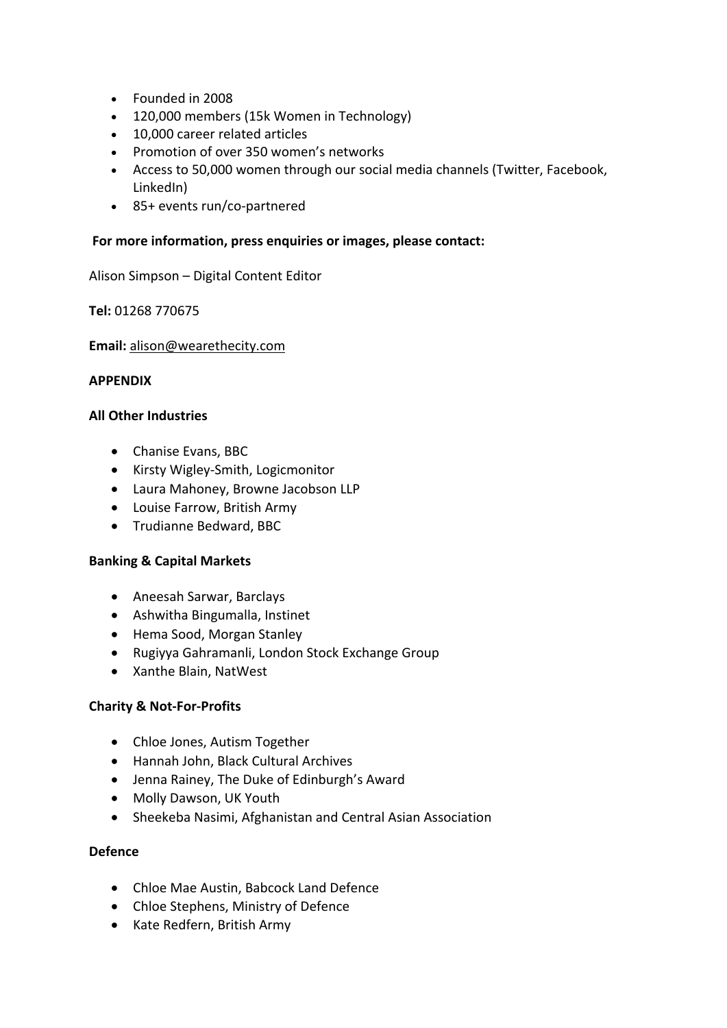- Founded in 2008
- 120,000 members (15k Women in Technology)
- 10,000 career related articles
- Promotion of over 350 women's networks
- Access to 50,000 women through our social media channels (Twitter, Facebook, LinkedIn)
- 85+ events run/co-partnered

**For more information, press enquiries or images, please contact:**

Alison Simpson – Digital Content Editor

**Tel:** 01268 770675

**Email:** alison@wearethecity.com

**APPENDIX**

**All Other Industries**

- Chanise Evans, BBC
- Kirsty Wigley-Smith, Logicmonitor
- Laura Mahoney, Browne Jacobson LLP
- Louise Farrow, British Army
- Trudianne Bedward, BBC

**Banking & Capital Markets**

- Aneesah Sarwar, Barclays
- Ashwitha Bingumalla, Instinet
- Hema Sood, Morgan Stanley
- Rugiyya Gahramanli, London Stock Exchange Group
- Xanthe Blain, NatWest

**Charity & Not-For-Profits**

- Chloe Jones, Autism Together
- Hannah John, Black Cultural Archives
- Jenna Rainey, The Duke of Edinburgh's Award
- Molly Dawson, UK Youth
- Sheekeba Nasimi, Afghanistan and Central Asian Association

**Defence**

- Chloe Mae Austin, Babcock Land Defence
- Chloe Stephens, Ministry of Defence
- Kate Redfern, British Army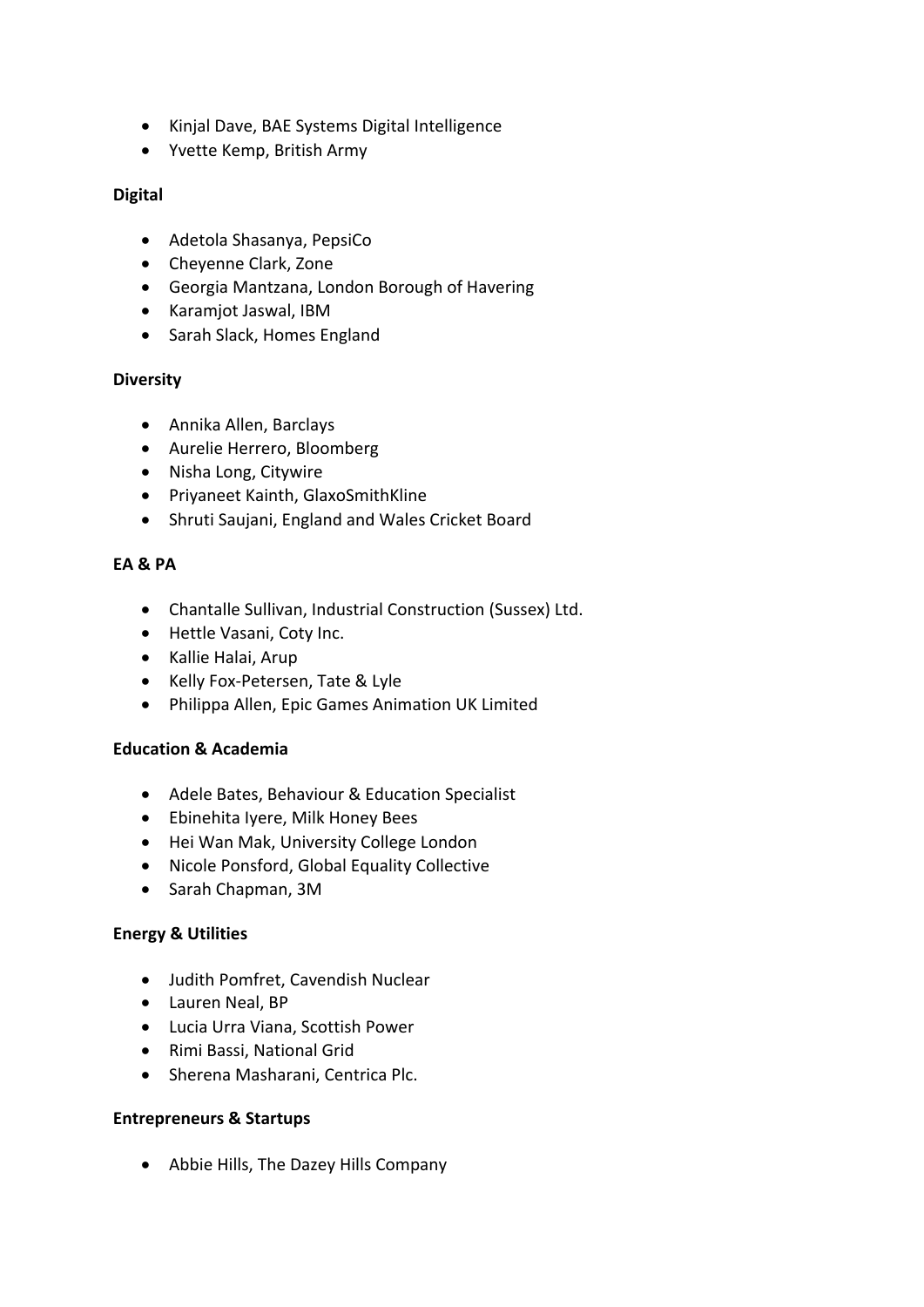- Kinjal Dave, BAE Systems Digital Intelligence
- Yvette Kemp, British Army

**Digital**

- Adetola Shasanya, PepsiCo
- Cheyenne Clark, Zone
- Georgia Mantzana, London Borough of Havering
- Karamjot Jaswal, IBM
- Sarah Slack, Homes England

**Diversity**

- Annika Allen, Barclays
- Aurelie Herrero, Bloomberg
- Nisha Long, Citywire
- Priyaneet Kainth, GlaxoSmithKline
- Shruti Saujani, England and Wales Cricket Board

**EA & PA**

- Chantalle Sullivan, Industrial Construction (Sussex) Ltd.
- Hettle Vasani, Coty Inc.
- Kallie Halai, Arup
- Kelly Fox-Petersen, Tate & Lyle
- Philippa Allen, Epic Games Animation UK Limited

**Education & Academia**

- Adele Bates, Behaviour & Education Specialist
- Ebinehita Iyere, Milk Honey Bees
- Hei Wan Mak, University College London
- Nicole Ponsford, Global Equality Collective
- Sarah Chapman, 3M

**Energy & Utilities**

- Judith Pomfret, Cavendish Nuclear
- Lauren Neal, BP
- Lucia Urra Viana, Scottish Power
- Rimi Bassi, National Grid
- Sherena Masharani, Centrica Plc.

**Entrepreneurs & Startups**

- Abbie Hills, The Dazey Hills Company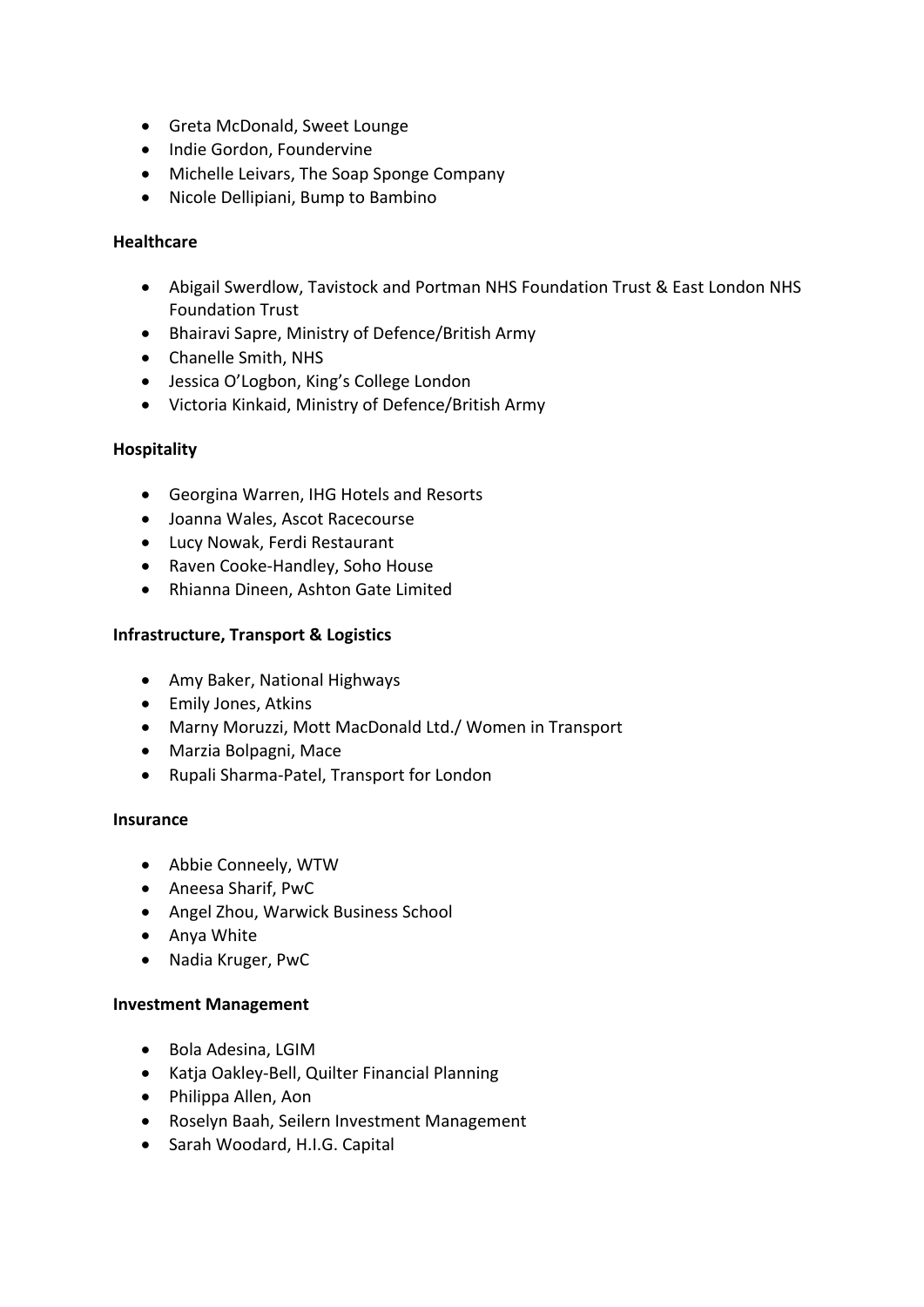- Greta McDonald, Sweet Lounge
- Indie Gordon, Foundervine
- Michelle Leivars, The Soap Sponge Company
- Nicole Dellipiani, Bump to Bambino

**Healthcare**

- Abigail Swerdlow, Tavistock and Portman NHS Foundation Trust & East London NHS Foundation Trust
- Bhairavi Sapre, Ministry of Defence/British Army
- Chanelle Smith, NHS
- Jessica O'Logbon, King's College London
- Victoria Kinkaid, Ministry of Defence/British Army

**Hospitality**

- Georgina Warren, IHG Hotels and Resorts
- Joanna Wales, Ascot Racecourse
- Lucy Nowak, Ferdi Restaurant
- Raven Cooke-Handley, Soho House
- Rhianna Dineen, Ashton Gate Limited

**Infrastructure, Transport & Logistics**

- Amy Baker, National Highways
- Emily Jones, Atkins
- Marny Moruzzi, Mott MacDonald Ltd./ Women in Transport
- Marzia Bolpagni, Mace
- Rupali Sharma-Patel, Transport for London

**Insurance**

- Abbie Conneely, WTW
- Aneesa Sharif, PwC
- Angel Zhou, Warwick Business School
- Anya White
- Nadia Kruger, PwC

**Investment Management**

- Bola Adesina, LGIM
- Katja Oakley-Bell, Quilter Financial Planning
- Philippa Allen, Aon
- Roselyn Baah, Seilern Investment Management
- Sarah Woodard, H.I.G. Capital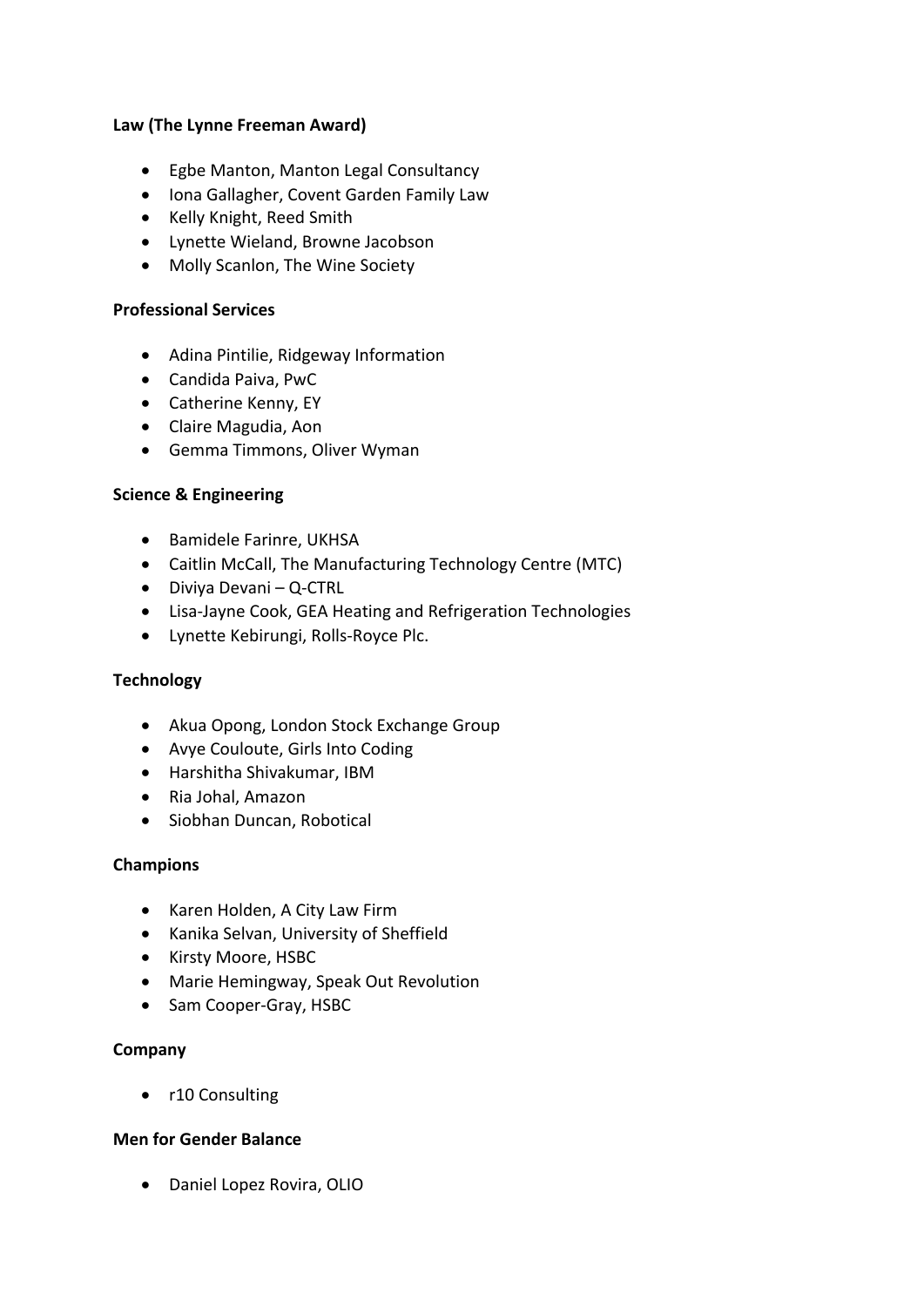**Law (The Lynne Freeman Award)**

- Egbe Manton, Manton Legal Consultancy
- Iona Gallagher, Covent Garden Family Law
- Kelly Knight, Reed Smith
- Lynette Wieland, Browne Jacobson
- Molly Scanlon, The Wine Society

**Professional Services**

- Adina Pintilie, Ridgeway Information
- Candida Paiva, PwC
- Catherine Kenny, EY
- Claire Magudia, Aon
- Gemma Timmons, Oliver Wyman

**Science & Engineering**

- Bamidele Farinre, UKHSA
- Caitlin McCall, The Manufacturing Technology Centre (MTC)
- Diviya Devani – Q-CTRL
- Lisa-Jayne Cook, GEA Heating and Refrigeration Technologies
- Lynette Kebirungi, Rolls-Royce Plc.

**Technology**

- Akua Opong, London Stock Exchange Group
- Avye Couloute, Girls Into Coding
- Harshitha Shivakumar, IBM
- Ria Johal, Amazon
- Siobhan Duncan, Robotical

**Champions**

- Karen Holden, A City Law Firm
- Kanika Selvan, University of Sheffield
- Kirsty Moore, HSBC
- Marie Hemingway, Speak Out Revolution
- Sam Cooper-Gray, HSBC

**Company**

- r10 Consulting

**Men for Gender Balance**

- Daniel Lopez Rovira, OLIO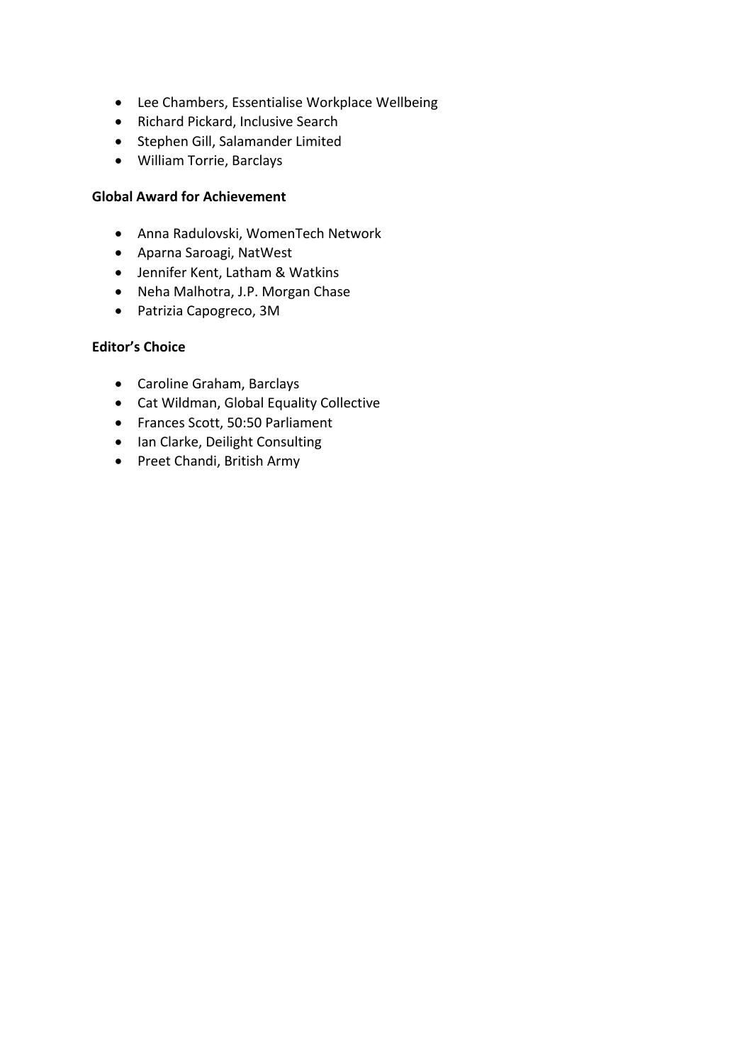- Lee Chambers, Essentialise Workplace Wellbeing
- Richard Pickard, Inclusive Search
- Stephen Gill, Salamander Limited
- William Torrie, Barclays

**Global Award for Achievement**

- Anna Radulovski, WomenTech Network
- Aparna Saroagi, NatWest
- Jennifer Kent, Latham & Watkins
- Neha Malhotra, J.P. Morgan Chase
- Patrizia Capogreco, 3M

**Editor's Choice**

- Caroline Graham, Barclays
- Cat Wildman, Global Equality Collective
- Frances Scott, 50:50 Parliament
- Ian Clarke, Deilight Consulting
- Preet Chandi, British Army